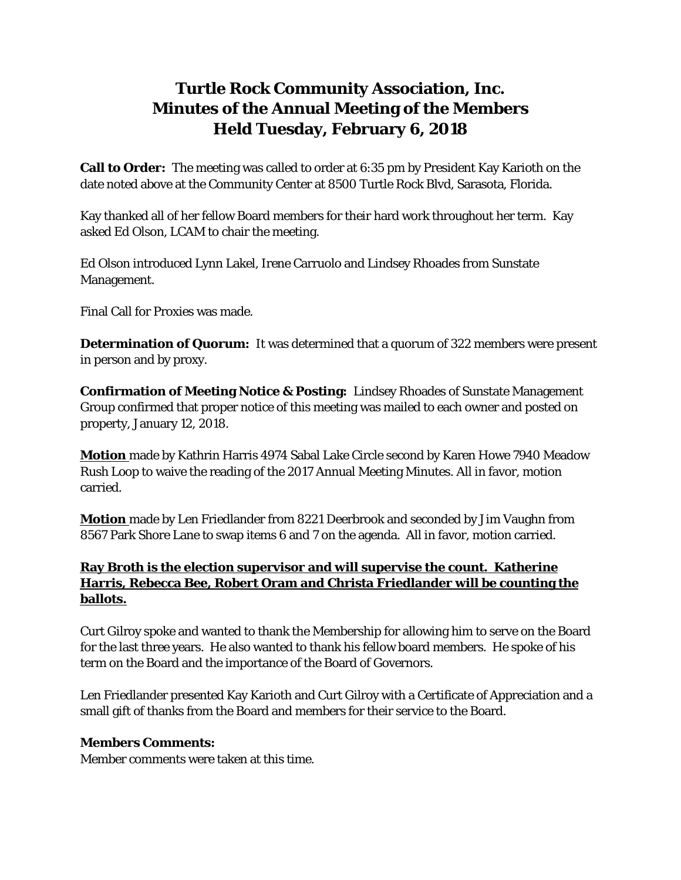# Turtle Rock Community Association, Inc.
# Minutes of the Annual Meeting of the Members
# Held Tuesday, February 6, 2018

**Call to Order:** The meeting was called to order at 6:35 pm by President Kay Karioth on the date noted above at the Community Center at 8500 Turtle Rock Blvd, Sarasota, Florida.

Kay thanked all of her fellow Board members for their hard work throughout her term. Kay asked Ed Olson, LCAM to chair the meeting.

Ed Olson introduced Lynn Lakel, Irene Carruolo and Lindsey Rhoades from Sunstate Management.

Final Call for Proxies was made.

**Determination of Quorum:** It was determined that a quorum of 322 members were present in person and by proxy.

**Confirmation of Meeting Notice & Posting:** Lindsey Rhoades of Sunstate Management Group confirmed that proper notice of this meeting was mailed to each owner and posted on property, January 12, 2018.

<u>**Motion**</u> made by Kathrin Harris 4974 Sabal Lake Circle second by Karen Howe 7940 Meadow Rush Loop to waive the reading of the 2017 Annual Meeting Minutes. All in favor, motion carried.

<u>**Motion**</u> made by Len Friedlander from 8221 Deerbrook and seconded by Jim Vaughn from 8567 Park Shore Lane to swap items 6 and 7 on the agenda. All in favor, motion carried.

<u>**Ray Broth is the election supervisor and will supervise the count. Katherine Harris, Rebecca Bee, Robert Oram and Christa Friedlander will be counting the ballots.**</u>

Curt Gilroy spoke and wanted to thank the Membership for allowing him to serve on the Board for the last three years. He also wanted to thank his fellow board members. He spoke of his term on the Board and the importance of the Board of Governors.

Len Friedlander presented Kay Karioth and Curt Gilroy with a Certificate of Appreciation and a small gift of thanks from the Board and members for their service to the Board.

**Members Comments:**
Member comments were taken at this time.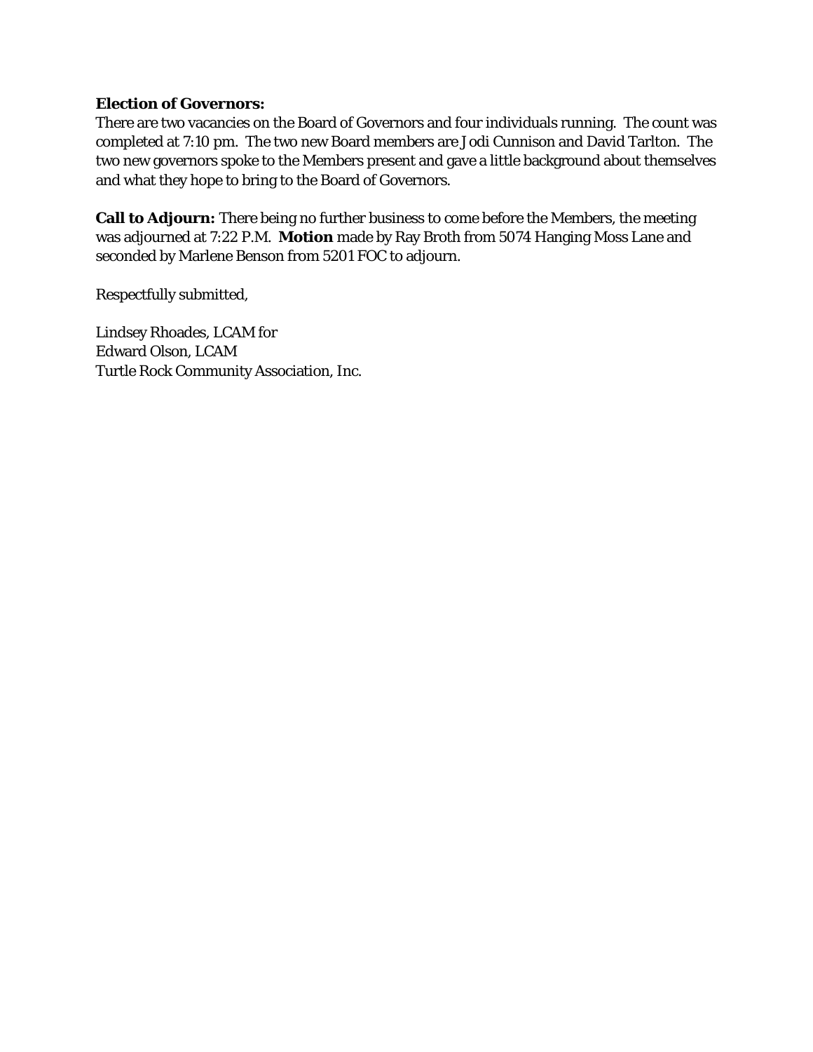**Election of Governors:**
There are two vacancies on the Board of Governors and four individuals running. The count was completed at 7:10 pm. The two new Board members are Jodi Cunnison and David Tarlton. The two new governors spoke to the Members present and gave a little background about themselves and what they hope to bring to the Board of Governors.

**Call to Adjourn:** There being no further business to come before the Members, the meeting was adjourned at 7:22 P.M. **Motion** made by Ray Broth from 5074 Hanging Moss Lane and seconded by Marlene Benson from 5201 FOC to adjourn.

Respectfully submitted,

Lindsey Rhoades, LCAM for
Edward Olson, LCAM
Turtle Rock Community Association, Inc.